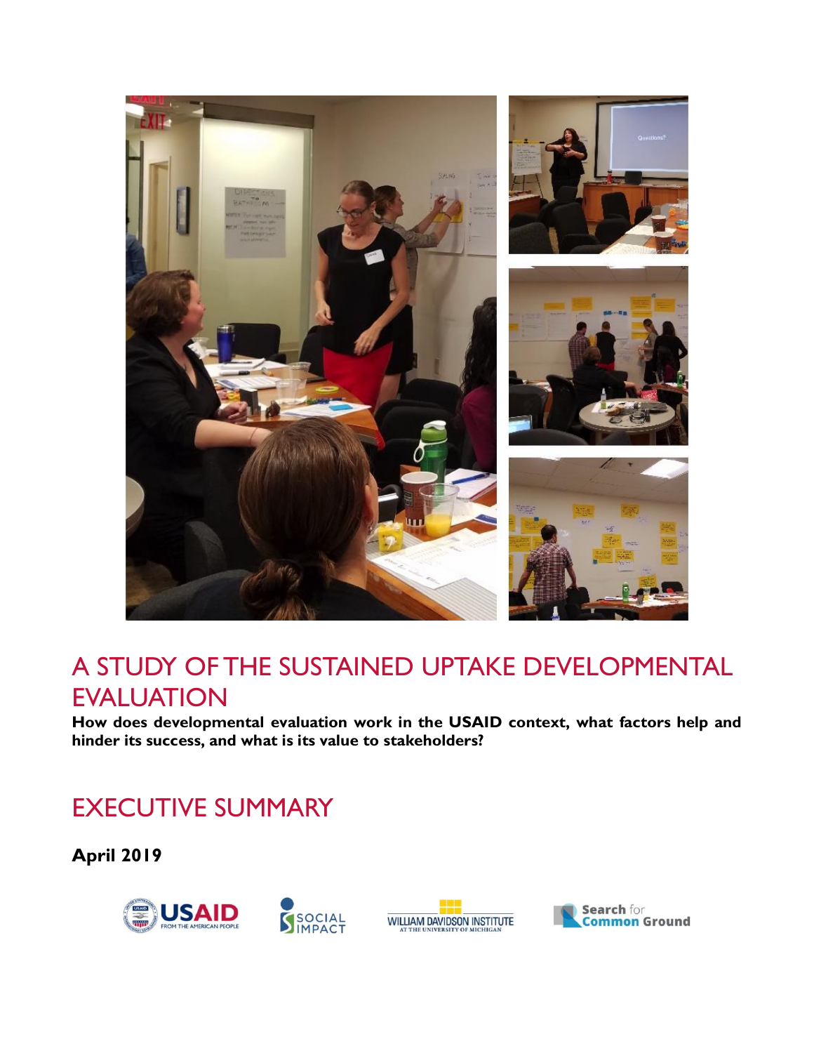# A STUDY OF THE SUSTAINED UPTAKE DEVELOPMENTAL EVALUATION

**How does developmental evaluation work in the USAID context, what factors help and hinder its success, and what is its value to stakeholders?**

## EXECUTIVE SUMMARY

**April 2019**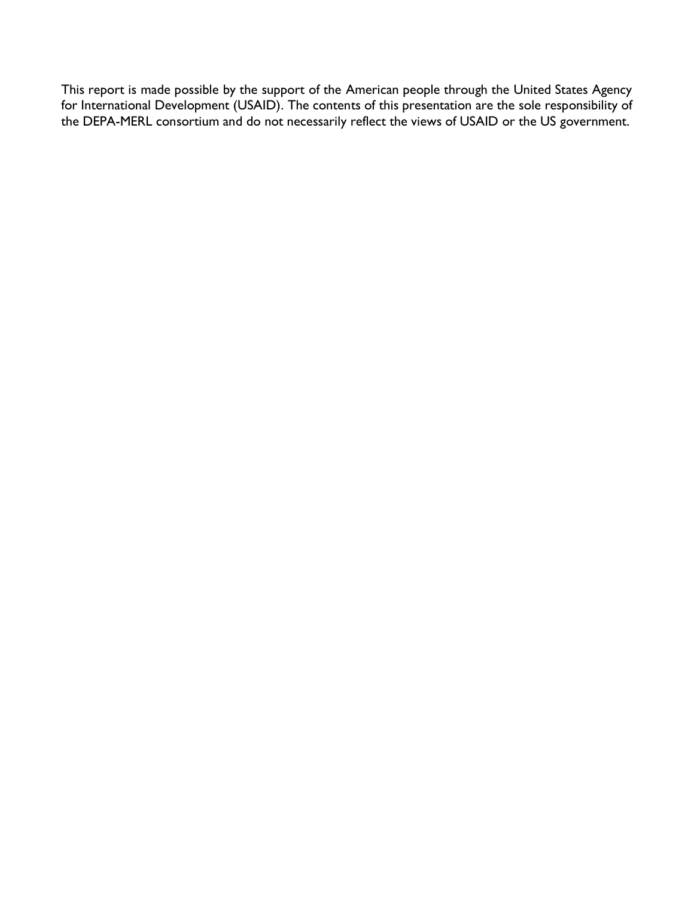This report is made possible by the support of the American people through the United States Agency for International Development (USAID). The contents of this presentation are the sole responsibility of the DEPA-MERL consortium and do not necessarily reflect the views of USAID or the US government.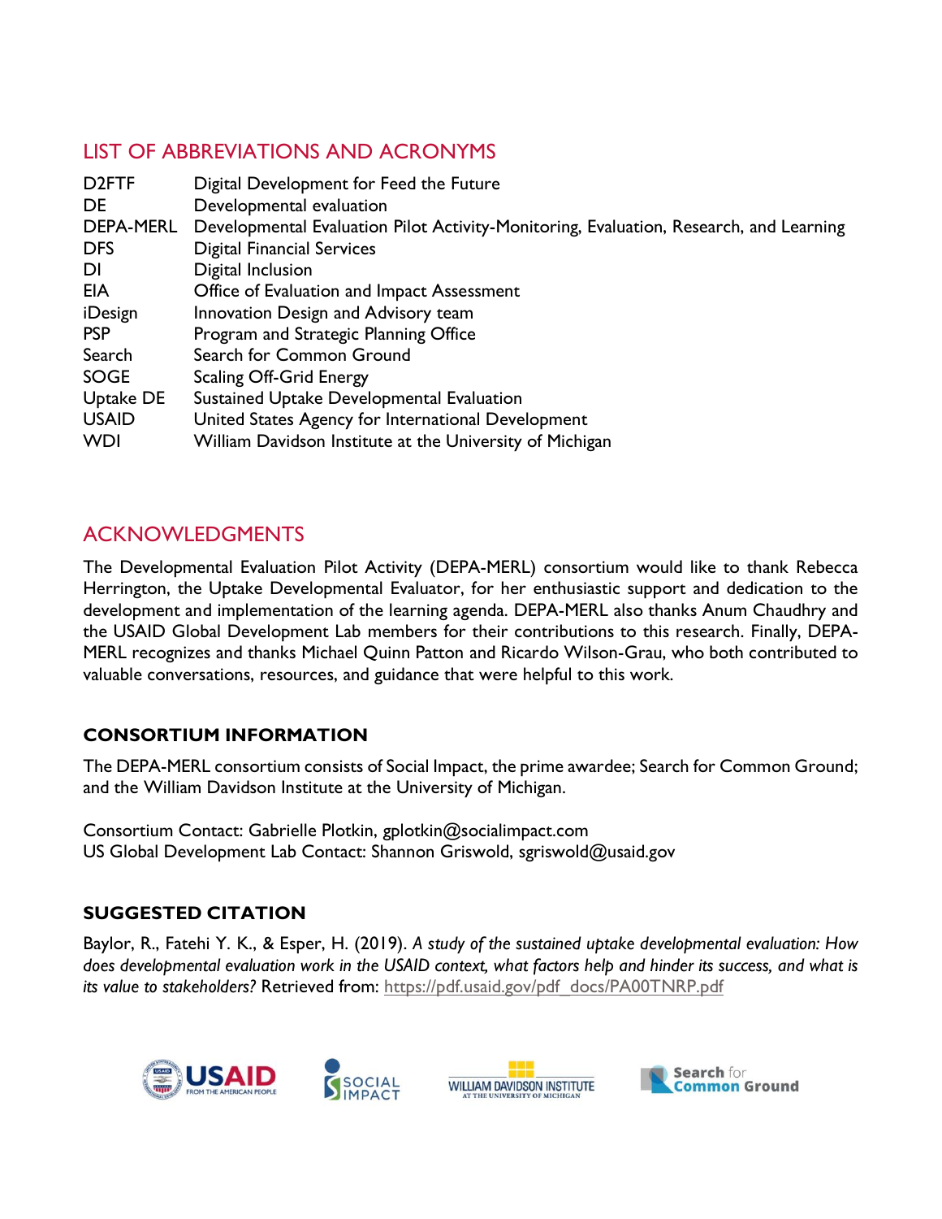## LIST OF ABBREVIATIONS AND ACRONYMS

| | |
|---|---|
| D2FTF | Digital Development for Feed the Future |
| DE | Developmental evaluation |
| DEPA-MERL | Developmental Evaluation Pilot Activity-Monitoring, Evaluation, Research, and Learning |
| DFS | Digital Financial Services |
| DI | Digital Inclusion |
| EIA | Office of Evaluation and Impact Assessment |
| iDesign | Innovation Design and Advisory team |
| PSP | Program and Strategic Planning Office |
| Search | Search for Common Ground |
| SOGE | Scaling Off-Grid Energy |
| Uptake DE | Sustained Uptake Developmental Evaluation |
| USAID | United States Agency for International Development |
| WDI | William Davidson Institute at the University of Michigan |

## ACKNOWLEDGMENTS

The Developmental Evaluation Pilot Activity (DEPA-MERL) consortium would like to thank Rebecca Herrington, the Uptake Developmental Evaluator, for her enthusiastic support and dedication to the development and implementation of the learning agenda. DEPA-MERL also thanks Anum Chaudhry and the USAID Global Development Lab members for their contributions to this research. Finally, DEPA-MERL recognizes and thanks Michael Quinn Patton and Ricardo Wilson-Grau, who both contributed to valuable conversations, resources, and guidance that were helpful to this work.

### CONSORTIUM INFORMATION

The DEPA-MERL consortium consists of Social Impact, the prime awardee; Search for Common Ground; and the William Davidson Institute at the University of Michigan.

Consortium Contact: Gabrielle Plotkin, gplotkin@socialimpact.com
US Global Development Lab Contact: Shannon Griswold, sgriswold@usaid.gov

### SUGGESTED CITATION

Baylor, R., Fatehi Y. K., & Esper, H. (2019). *A study of the sustained uptake developmental evaluation: How does developmental evaluation work in the USAID context, what factors help and hinder its success, and what is its value to stakeholders?* Retrieved from: https://pdf.usaid.gov/pdf_docs/PA00TNRP.pdf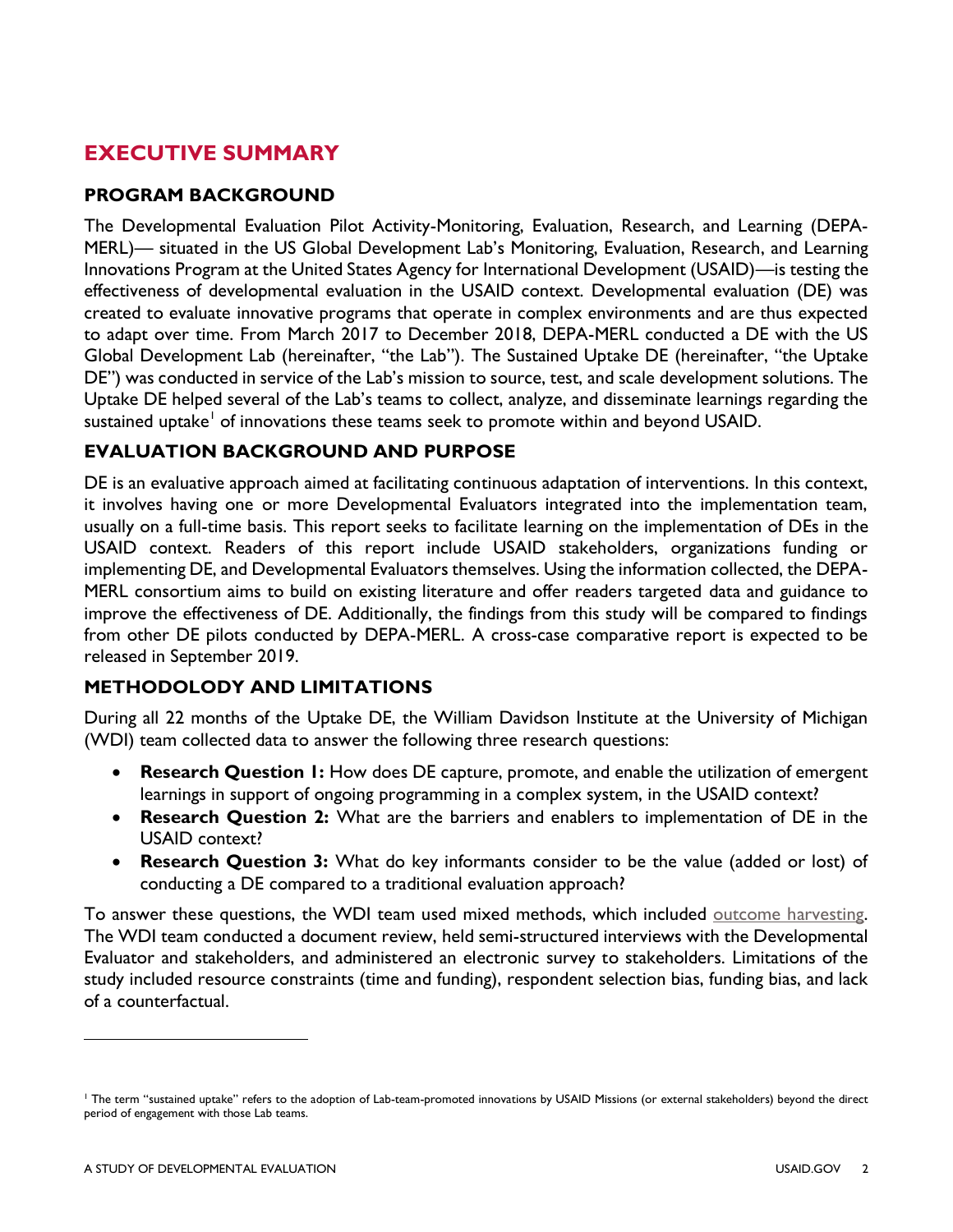## EXECUTIVE SUMMARY

### PROGRAM BACKGROUND

The Developmental Evaluation Pilot Activity-Monitoring, Evaluation, Research, and Learning (DEPA-MERL)— situated in the US Global Development Lab's Monitoring, Evaluation, Research, and Learning Innovations Program at the United States Agency for International Development (USAID)—is testing the effectiveness of developmental evaluation in the USAID context. Developmental evaluation (DE) was created to evaluate innovative programs that operate in complex environments and are thus expected to adapt over time. From March 2017 to December 2018, DEPA-MERL conducted a DE with the US Global Development Lab (hereinafter, "the Lab"). The Sustained Uptake DE (hereinafter, "the Uptake DE") was conducted in service of the Lab's mission to source, test, and scale development solutions. The Uptake DE helped several of the Lab's teams to collect, analyze, and disseminate learnings regarding the sustained uptake[1] of innovations these teams seek to promote within and beyond USAID.

### EVALUATION BACKGROUND AND PURPOSE

DE is an evaluative approach aimed at facilitating continuous adaptation of interventions. In this context, it involves having one or more Developmental Evaluators integrated into the implementation team, usually on a full-time basis. This report seeks to facilitate learning on the implementation of DEs in the USAID context. Readers of this report include USAID stakeholders, organizations funding or implementing DE, and Developmental Evaluators themselves. Using the information collected, the DEPA-MERL consortium aims to build on existing literature and offer readers targeted data and guidance to improve the effectiveness of DE. Additionally, the findings from this study will be compared to findings from other DE pilots conducted by DEPA-MERL. A cross-case comparative report is expected to be released in September 2019.

### METHODOLODY AND LIMITATIONS

During all 22 months of the Uptake DE, the William Davidson Institute at the University of Michigan (WDI) team collected data to answer the following three research questions:

- **Research Question 1:** How does DE capture, promote, and enable the utilization of emergent learnings in support of ongoing programming in a complex system, in the USAID context?
- **Research Question 2:** What are the barriers and enablers to implementation of DE in the USAID context?
- **Research Question 3:** What do key informants consider to be the value (added or lost) of conducting a DE compared to a traditional evaluation approach?

To answer these questions, the WDI team used mixed methods, which included outcome harvesting. The WDI team conducted a document review, held semi-structured interviews with the Developmental Evaluator and stakeholders, and administered an electronic survey to stakeholders. Limitations of the study included resource constraints (time and funding), respondent selection bias, funding bias, and lack of a counterfactual.

---

[1] The term "sustained uptake" refers to the adoption of Lab-team-promoted innovations by USAID Missions (or external stakeholders) beyond the direct period of engagement with those Lab teams.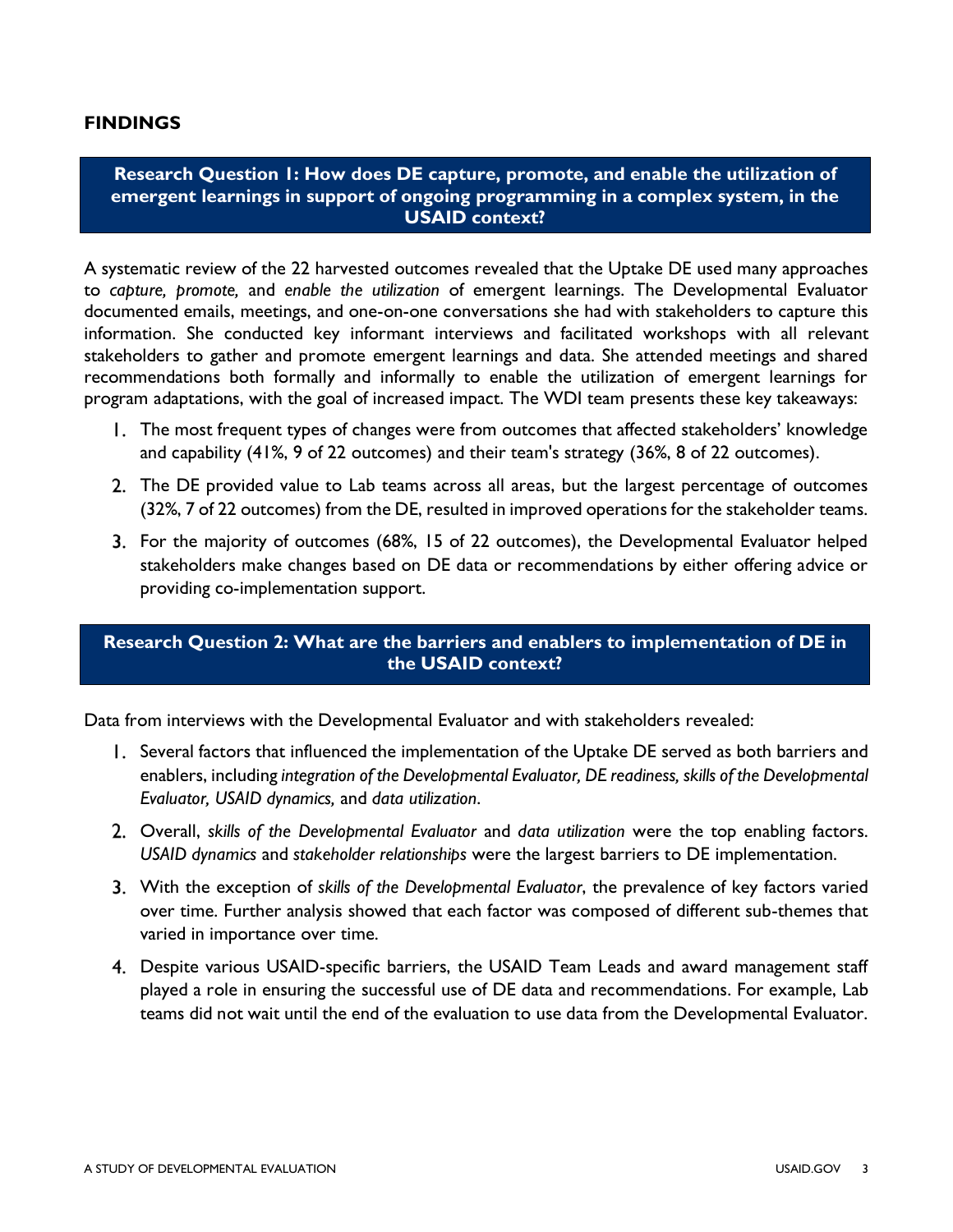## FINDINGS

### Research Question 1: How does DE capture, promote, and enable the utilization of emergent learnings in support of ongoing programming in a complex system, in the USAID context?

A systematic review of the 22 harvested outcomes revealed that the Uptake DE used many approaches to *capture, promote,* and *enable the utilization* of emergent learnings. The Developmental Evaluator documented emails, meetings, and one-on-one conversations she had with stakeholders to capture this information. She conducted key informant interviews and facilitated workshops with all relevant stakeholders to gather and promote emergent learnings and data. She attended meetings and shared recommendations both formally and informally to enable the utilization of emergent learnings for program adaptations, with the goal of increased impact. The WDI team presents these key takeaways:

1. The most frequent types of changes were from outcomes that affected stakeholders' knowledge and capability (41%, 9 of 22 outcomes) and their team's strategy (36%, 8 of 22 outcomes).
2. The DE provided value to Lab teams across all areas, but the largest percentage of outcomes (32%, 7 of 22 outcomes) from the DE, resulted in improved operations for the stakeholder teams.
3. For the majority of outcomes (68%, 15 of 22 outcomes), the Developmental Evaluator helped stakeholders make changes based on DE data or recommendations by either offering advice or providing co-implementation support.

### Research Question 2: What are the barriers and enablers to implementation of DE in the USAID context?

Data from interviews with the Developmental Evaluator and with stakeholders revealed:

1. Several factors that influenced the implementation of the Uptake DE served as both barriers and enablers, including *integration of the Developmental Evaluator, DE readiness, skills of the Developmental Evaluator, USAID dynamics,* and *data utilization*.
2. Overall, *skills of the Developmental Evaluator* and *data utilization* were the top enabling factors. *USAID dynamics* and *stakeholder relationships* were the largest barriers to DE implementation.
3. With the exception of *skills of the Developmental Evaluator*, the prevalence of key factors varied over time. Further analysis showed that each factor was composed of different sub-themes that varied in importance over time.
4. Despite various USAID-specific barriers, the USAID Team Leads and award management staff played a role in ensuring the successful use of DE data and recommendations. For example, Lab teams did not wait until the end of the evaluation to use data from the Developmental Evaluator.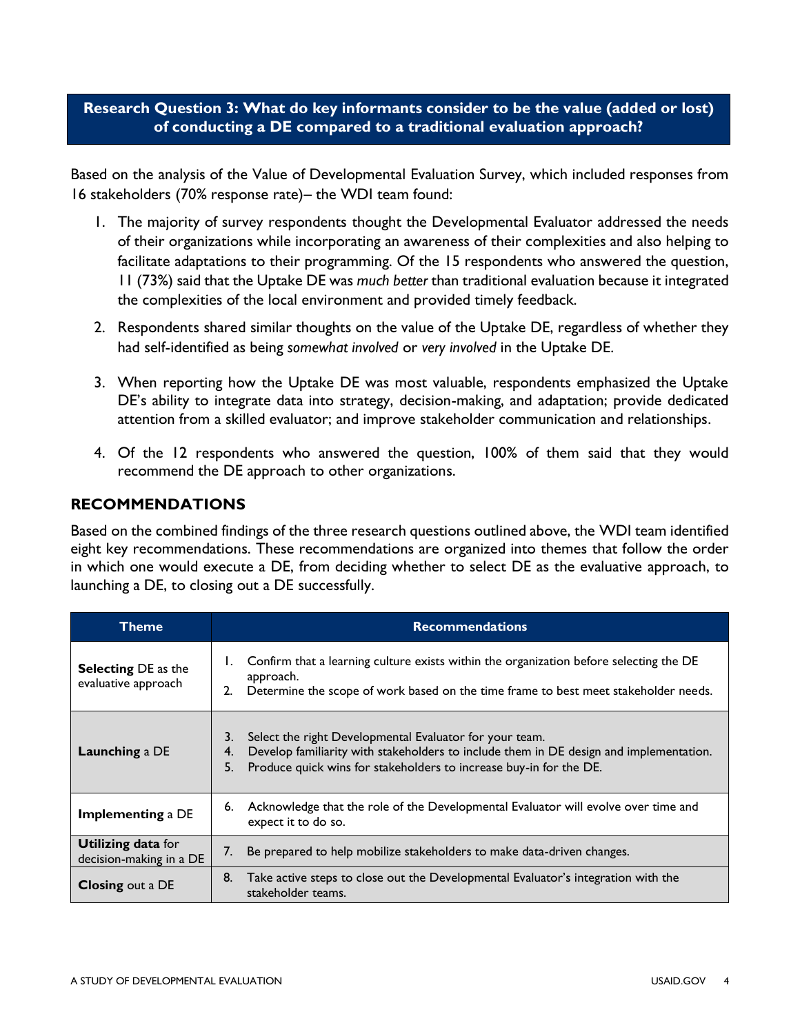## Research Question 3: What do key informants consider to be the value (added or lost) of conducting a DE compared to a traditional evaluation approach?

Based on the analysis of the Value of Developmental Evaluation Survey, which included responses from 16 stakeholders (70% response rate)– the WDI team found:

1. The majority of survey respondents thought the Developmental Evaluator addressed the needs of their organizations while incorporating an awareness of their complexities and also helping to facilitate adaptations to their programming. Of the 15 respondents who answered the question, 11 (73%) said that the Uptake DE was *much better* than traditional evaluation because it integrated the complexities of the local environment and provided timely feedback.

2. Respondents shared similar thoughts on the value of the Uptake DE, regardless of whether they had self-identified as being *somewhat involved* or *very involved* in the Uptake DE.

3. When reporting how the Uptake DE was most valuable, respondents emphasized the Uptake DE's ability to integrate data into strategy, decision-making, and adaptation; provide dedicated attention from a skilled evaluator; and improve stakeholder communication and relationships.

4. Of the 12 respondents who answered the question, 100% of them said that they would recommend the DE approach to other organizations.

## RECOMMENDATIONS

Based on the combined findings of the three research questions outlined above, the WDI team identified eight key recommendations. These recommendations are organized into themes that follow the order in which one would execute a DE, from deciding whether to select DE as the evaluative approach, to launching a DE, to closing out a DE successfully.

| Theme | Recommendations |
|---|---|
| **Selecting** DE as the evaluative approach | 1. Confirm that a learning culture exists within the organization before selecting the DE approach.<br>2. Determine the scope of work based on the time frame to best meet stakeholder needs. |
| **Launching** a DE | 3. Select the right Developmental Evaluator for your team.<br>4. Develop familiarity with stakeholders to include them in DE design and implementation.<br>5. Produce quick wins for stakeholders to increase buy-in for the DE. |
| **Implementing** a DE | 6. Acknowledge that the role of the Developmental Evaluator will evolve over time and expect it to do so. |
| **Utilizing data** for decision-making in a DE | 7. Be prepared to help mobilize stakeholders to make data-driven changes. |
| **Closing** out a DE | 8. Take active steps to close out the Developmental Evaluator's integration with the stakeholder teams. |